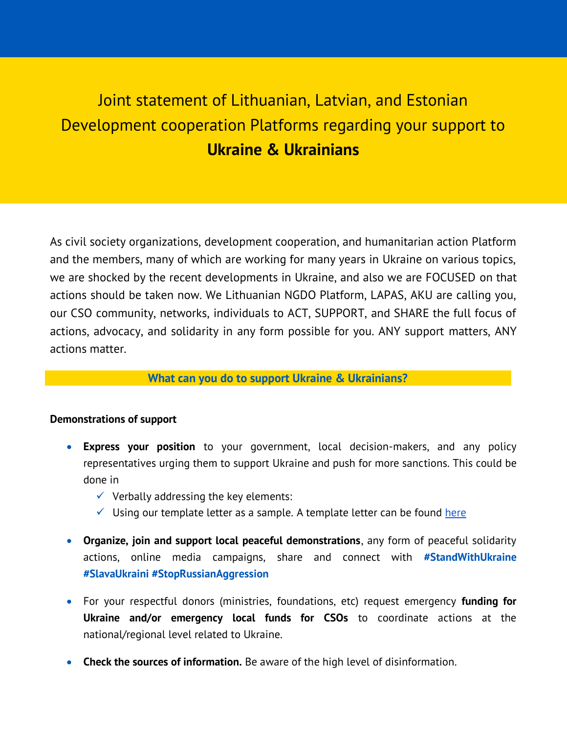# Joint statement of Lithuanian, Latvian, and Estonian Development cooperation Platforms regarding your support to **Ukraine & Ukrainians**

As civil society organizations, development cooperation, and humanitarian action Platform and the members, many of which are working for many years in Ukraine on various topics, we are shocked by the recent developments in Ukraine, and also we are FOCUSED on that actions should be taken now. We Lithuanian NGDO Platform, LAPAS, AKU are calling you, our CSO community, networks, individuals to ACT, SUPPORT, and SHARE the full focus of actions, advocacy, and solidarity in any form possible for you. ANY support matters, ANY actions matter.

## What can you do to support Ukraine & Ukrainians?

**Demonstrations of support**

- **Express your position** to your government, local decision-makers, and any policy representatives urging them to support Ukraine and push for more sanctions. This could be done in
  - ✓ Verbally addressing the key elements:
  - ✓ Using our template letter as a sample. A template letter can be found here

- **Organize, join and support local peaceful demonstrations**, any form of peaceful solidarity actions, online media campaigns, share and connect with **#StandWithUkraine #SlavaUkraini #StopRussianAggression**

- For your respectful donors (ministries, foundations, etc) request emergency **funding for Ukraine and/or emergency local funds for CSOs** to coordinate actions at the national/regional level related to Ukraine.

- **Check the sources of information.** Be aware of the high level of disinformation.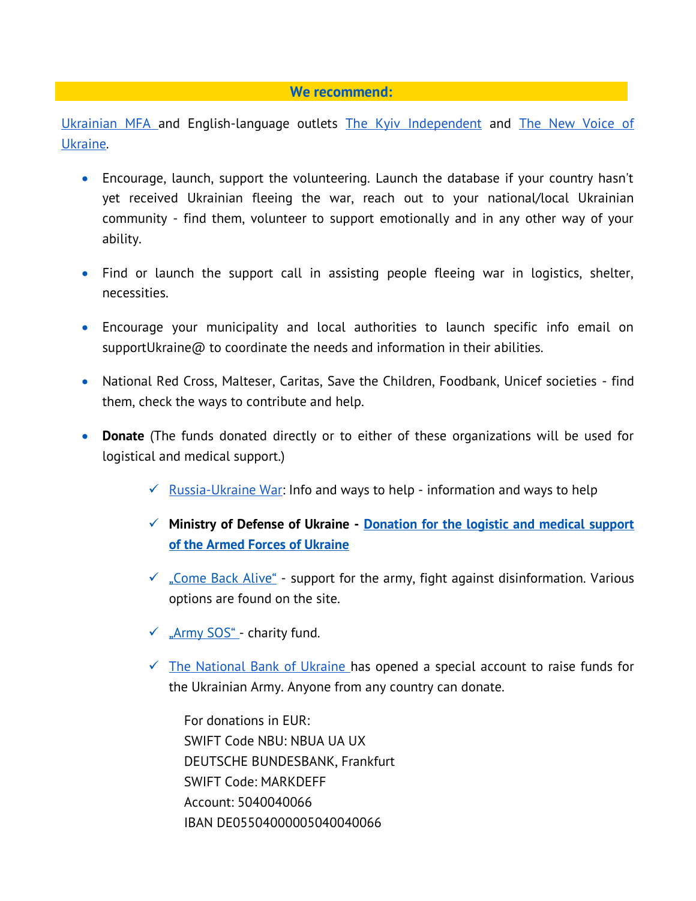**We recommend:**

Ukrainian MFA and English-language outlets The Kyiv Independent and The New Voice of Ukraine.

- Encourage, launch, support the volunteering. Launch the database if your country hasn't yet received Ukrainian fleeing the war, reach out to your national/local Ukrainian community - find them, volunteer to support emotionally and in any other way of your ability.

- Find or launch the support call in assisting people fleeing war in logistics, shelter, necessities.

- Encourage your municipality and local authorities to launch specific info email on supportUkraine@ to coordinate the needs and information in their abilities.

- National Red Cross, Malteser, Caritas, Save the Children, Foodbank, Unicef societies - find them, check the ways to contribute and help.

- **Donate** (The funds donated directly or to either of these organizations will be used for logistical and medical support.)

  - ✓ Russia-Ukraine War: Info and ways to help - information and ways to help
  - ✓ **Ministry of Defense of Ukraine - Donation for the logistic and medical support of the Armed Forces of Ukraine**
  - ✓ „Come Back Alive" - support for the army, fight against disinformation. Various options are found on the site.
  - ✓ „Army SOS" - charity fund.
  - ✓ The National Bank of Ukraine has opened a special account to raise funds for the Ukrainian Army. Anyone from any country can donate.

    For donations in EUR:
    SWIFT Code NBU: NBUA UA UX
    DEUTSCHE BUNDESBANK, Frankfurt
    SWIFT Code: MARKDEFF
    Account: 5040040066
    IBAN DE05504000005040040066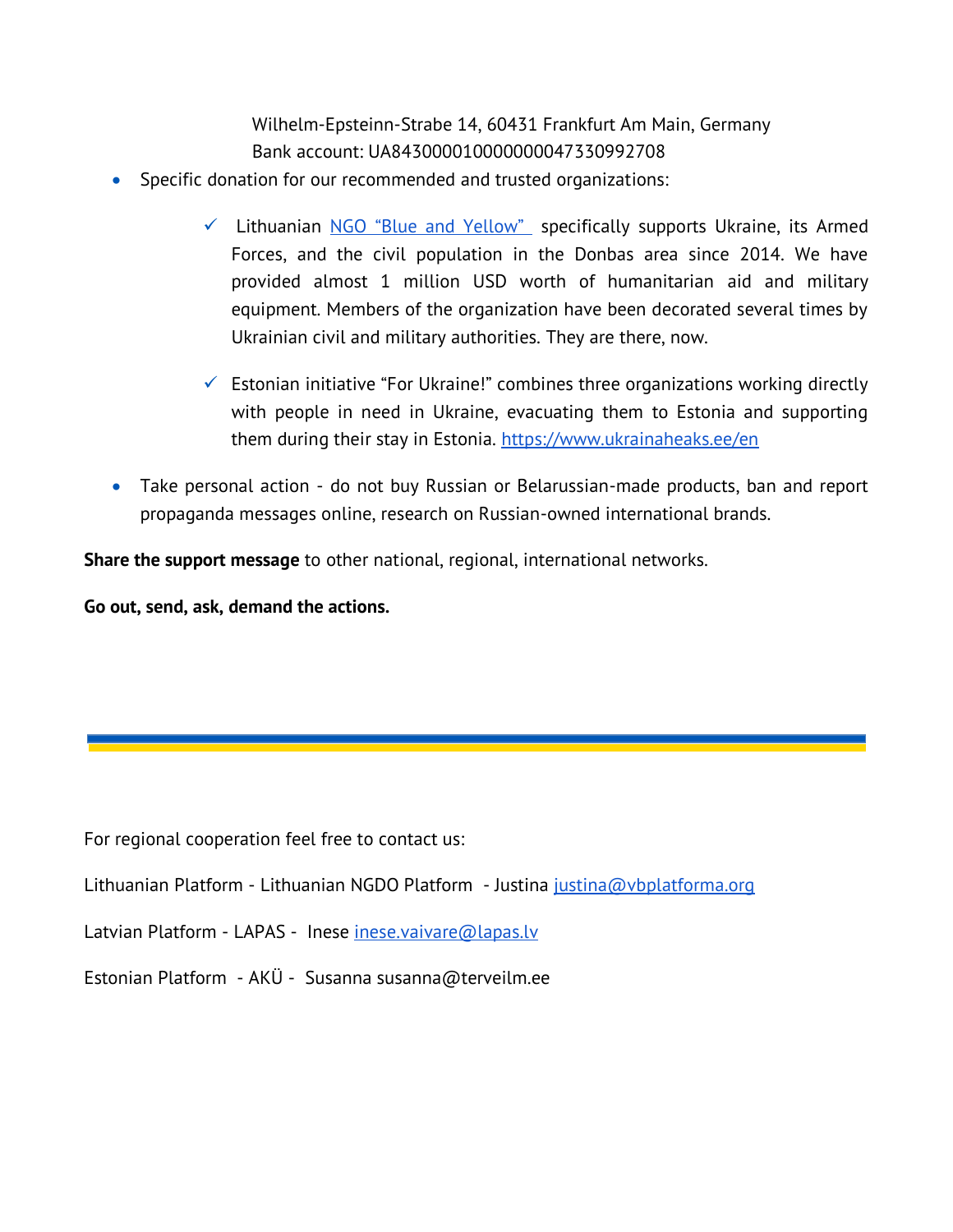Wilhelm-Epsteinn-Strabe 14, 60431 Frankfurt Am Main, Germany
Bank account: UA843000010000000047330992708

- Specific donation for our recommended and trusted organizations:
  - ✓ Lithuanian NGO "Blue and Yellow" specifically supports Ukraine, its Armed Forces, and the civil population in the Donbas area since 2014. We have provided almost 1 million USD worth of humanitarian aid and military equipment. Members of the organization have been decorated several times by Ukrainian civil and military authorities. They are there, now.
  - ✓ Estonian initiative "For Ukraine!" combines three organizations working directly with people in need in Ukraine, evacuating them to Estonia and supporting them during their stay in Estonia. https://www.ukrainaheaks.ee/en
- Take personal action - do not buy Russian or Belarussian-made products, ban and report propaganda messages online, research on Russian-owned international brands.

**Share the support message** to other national, regional, international networks.

**Go out, send, ask, demand the actions.**

---

For regional cooperation feel free to contact us:

Lithuanian Platform - Lithuanian NGDO Platform - Justina justina@vbplatforma.org

Latvian Platform - LAPAS - Inese inese.vaivare@lapas.lv

Estonian Platform - AKÜ - Susanna susanna@terveilm.ee